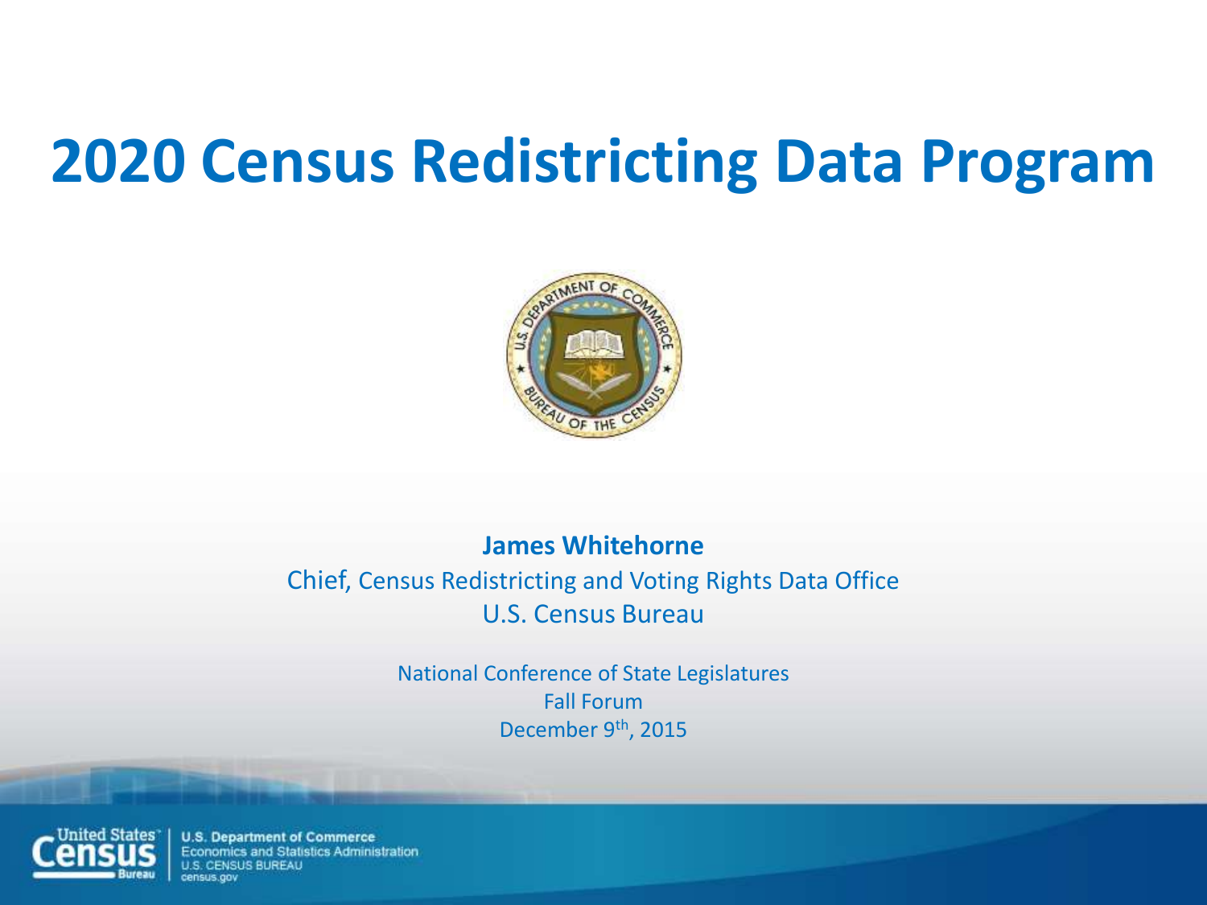# 2020 Census Redistricting Data Program

**James Whitehorne**

Chief, Census Redistricting and Voting Rights Data Office

U.S. Census Bureau

National Conference of State Legislatures

Fall Forum

December 9th, 2015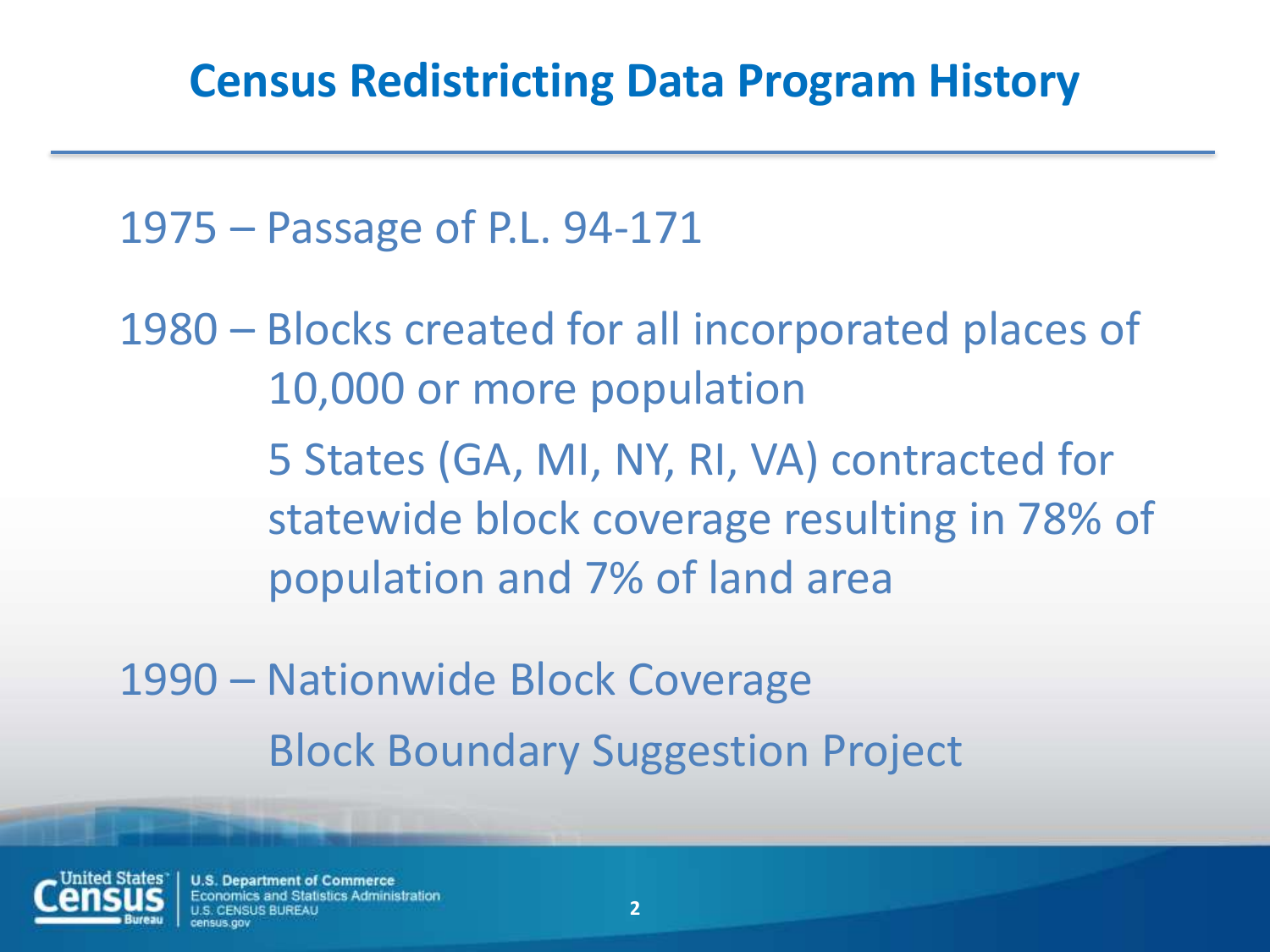# Census Redistricting Data Program History

1975 – Passage of P.L. 94-171

1980 – Blocks created for all incorporated places of 10,000 or more population

5 States (GA, MI, NY, RI, VA) contracted for statewide block coverage resulting in 78% of population and 7% of land area

1990 – Nationwide Block Coverage

Block Boundary Suggestion Project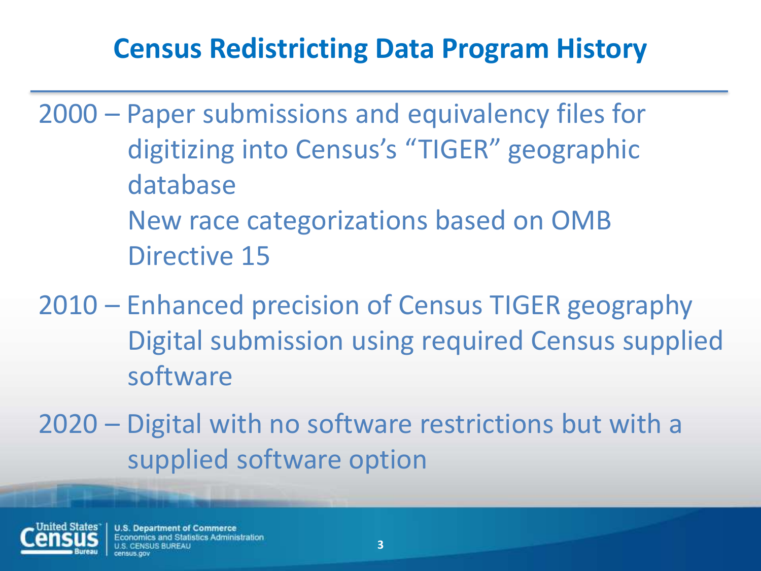# Census Redistricting Data Program History

2000 – Paper submissions and equivalency files for digitizing into Census's "TIGER" geographic database

New race categorizations based on OMB Directive 15

2010 – Enhanced precision of Census TIGER geography

Digital submission using required Census supplied software

2020 – Digital with no software restrictions but with a supplied software option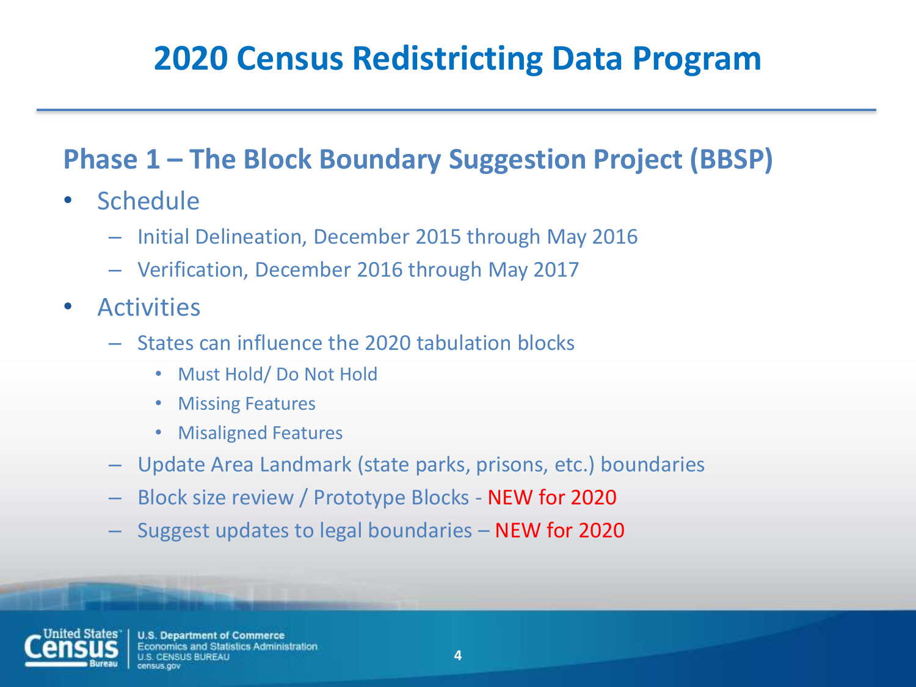# 2020 Census Redistricting Data Program

## Phase 1 – The Block Boundary Suggestion Project (BBSP)

- Schedule
  - Initial Delineation, December 2015 through May 2016
  - Verification, December 2016 through May 2017
- Activities
  - States can influence the 2020 tabulation blocks
    - Must Hold/ Do Not Hold
    - Missing Features
    - Misaligned Features
  - Update Area Landmark (state parks, prisons, etc.) boundaries
  - Block size review / Prototype Blocks - NEW for 2020
  - Suggest updates to legal boundaries – NEW for 2020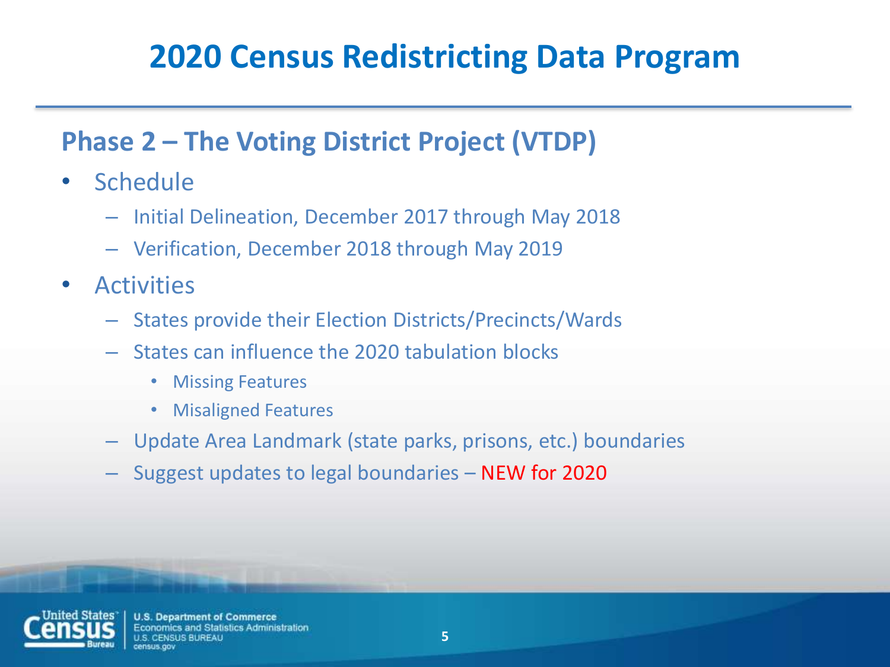# 2020 Census Redistricting Data Program

## Phase 2 – The Voting District Project (VTDP)

- Schedule
  - Initial Delineation, December 2017 through May 2018
  - Verification, December 2018 through May 2019
- Activities
  - States provide their Election Districts/Precincts/Wards
  - States can influence the 2020 tabulation blocks
    - Missing Features
    - Misaligned Features
  - Update Area Landmark (state parks, prisons, etc.) boundaries
  - Suggest updates to legal boundaries – NEW for 2020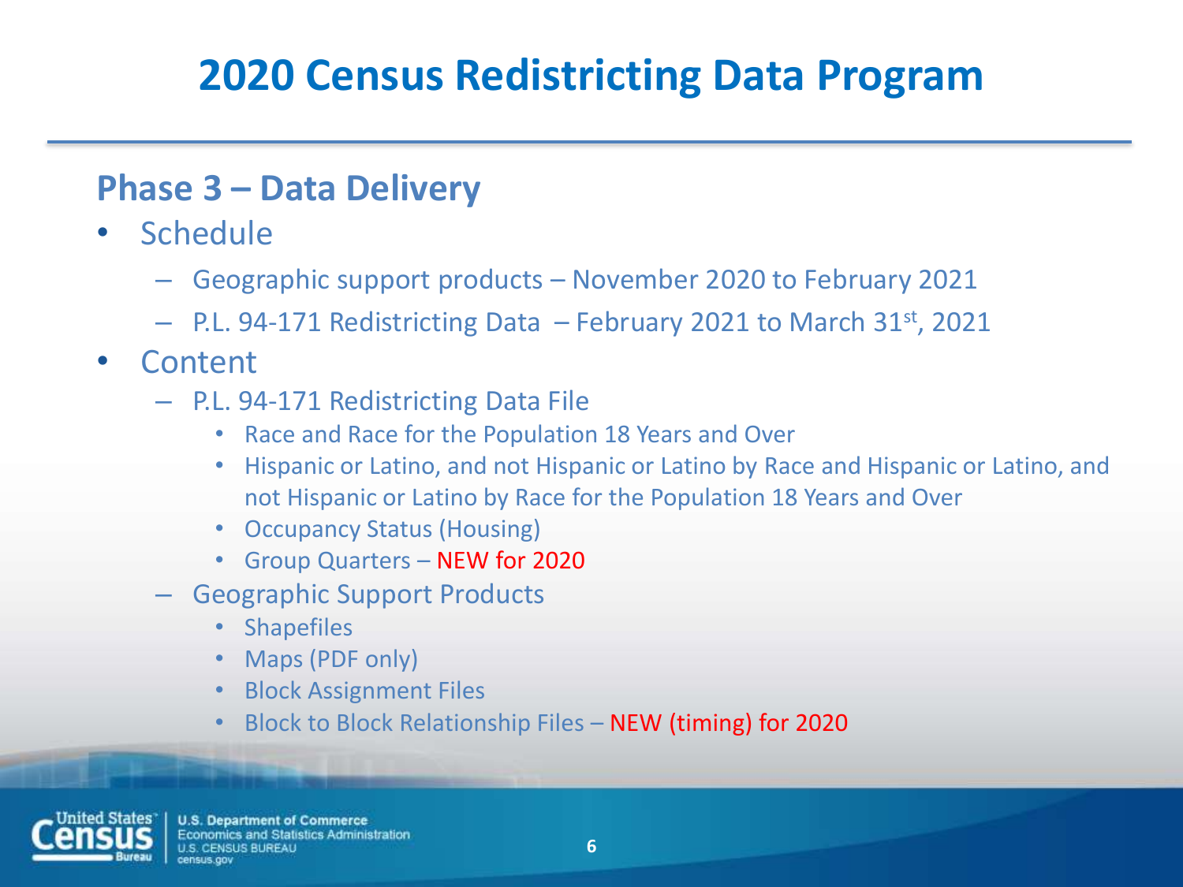# 2020 Census Redistricting Data Program

## Phase 3 – Data Delivery

- Schedule
  - Geographic support products – November 2020 to February 2021
  - P.L. 94-171 Redistricting Data – February 2021 to March 31st, 2021
- Content
  - P.L. 94-171 Redistricting Data File
    - Race and Race for the Population 18 Years and Over
    - Hispanic or Latino, and not Hispanic or Latino by Race and Hispanic or Latino, and not Hispanic or Latino by Race for the Population 18 Years and Over
    - Occupancy Status (Housing)
    - Group Quarters – NEW for 2020
  - Geographic Support Products
    - Shapefiles
    - Maps (PDF only)
    - Block Assignment Files
    - Block to Block Relationship Files – NEW (timing) for 2020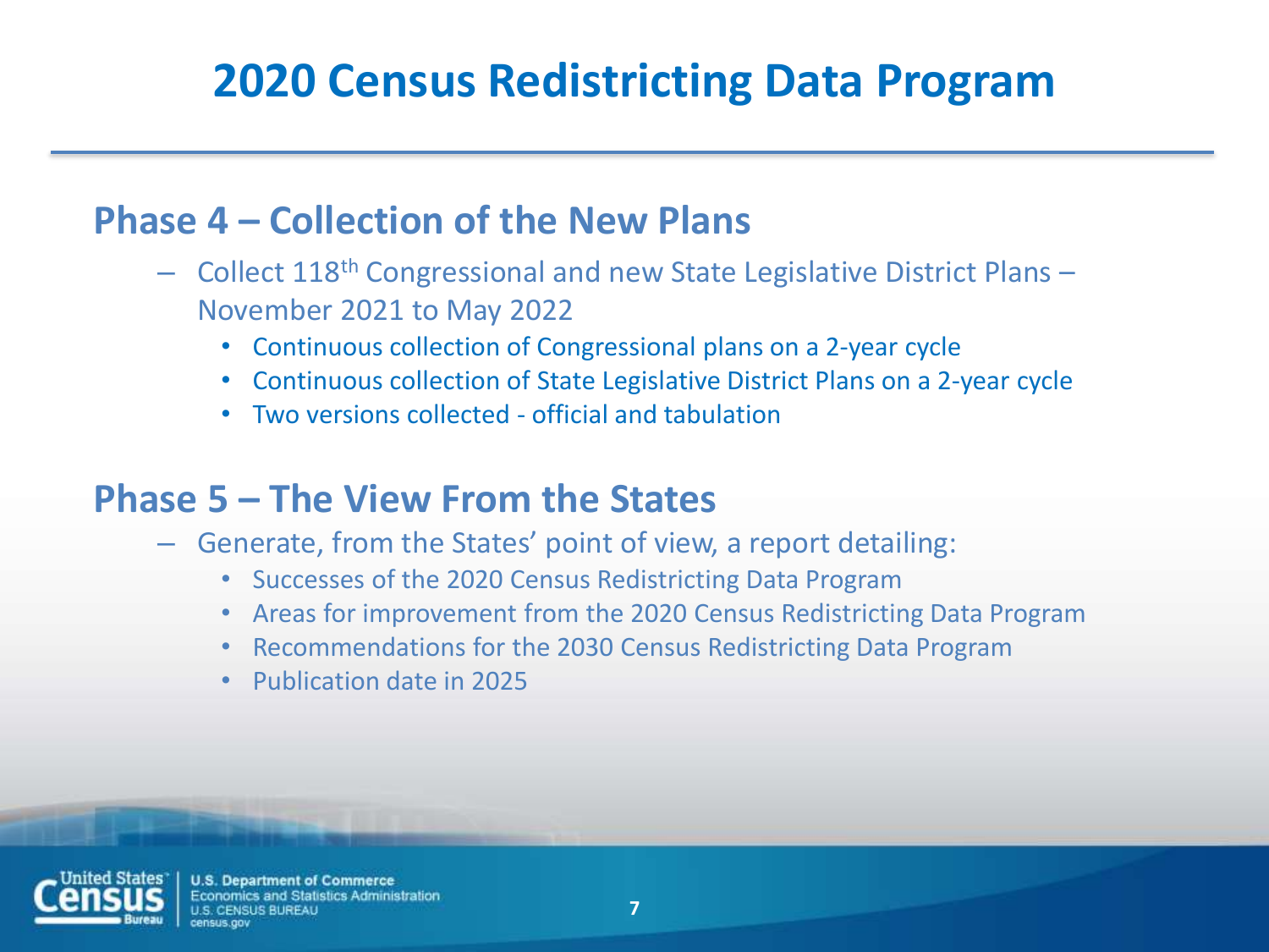# 2020 Census Redistricting Data Program

## Phase 4 – Collection of the New Plans

- Collect 118th Congressional and new State Legislative District Plans – November 2021 to May 2022
  - Continuous collection of Congressional plans on a 2-year cycle
  - Continuous collection of State Legislative District Plans on a 2-year cycle
  - Two versions collected - official and tabulation

## Phase 5 – The View From the States

- Generate, from the States' point of view, a report detailing:
  - Successes of the 2020 Census Redistricting Data Program
  - Areas for improvement from the 2020 Census Redistricting Data Program
  - Recommendations for the 2030 Census Redistricting Data Program
  - Publication date in 2025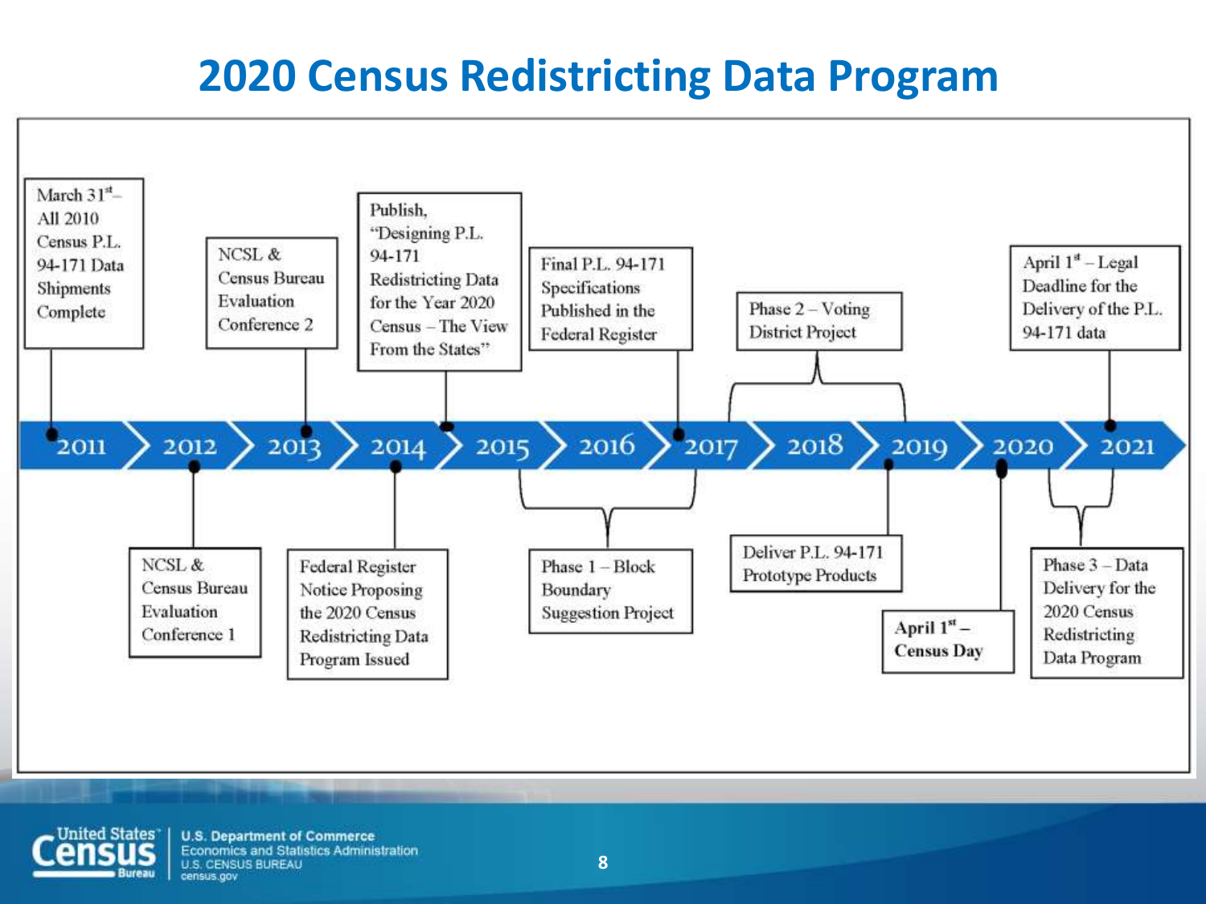# 2020 Census Redistricting Data Program

- **2011**: March 31st – All 2010 Census P.L. 94-171 Data Shipments Complete
- **2012**: NCSL & Census Bureau Evaluation Conference 1
- **2013**: NCSL & Census Bureau Evaluation Conference 2
- **2014**: Federal Register Notice Proposing the 2020 Census Redistricting Data Program Issued
- **2014**: Publish, "Designing P.L. 94-171 Redistricting Data for the Year 2020 Census – The View From the States"
- **2015–2016**: Phase 1 – Block Boundary Suggestion Project
- **2017**: Final P.L. 94-171 Specifications Published in the Federal Register
- **2017–2018**: Phase 2 – Voting District Project
- **2019**: Deliver P.L. 94-171 Prototype Products
- **2020**: April 1st – Census Day
- **2020–2021**: Phase 3 – Data Delivery for the 2020 Census Redistricting Data Program
- **2021**: April 1st – Legal Deadline for the Delivery of the P.L. 94-171 data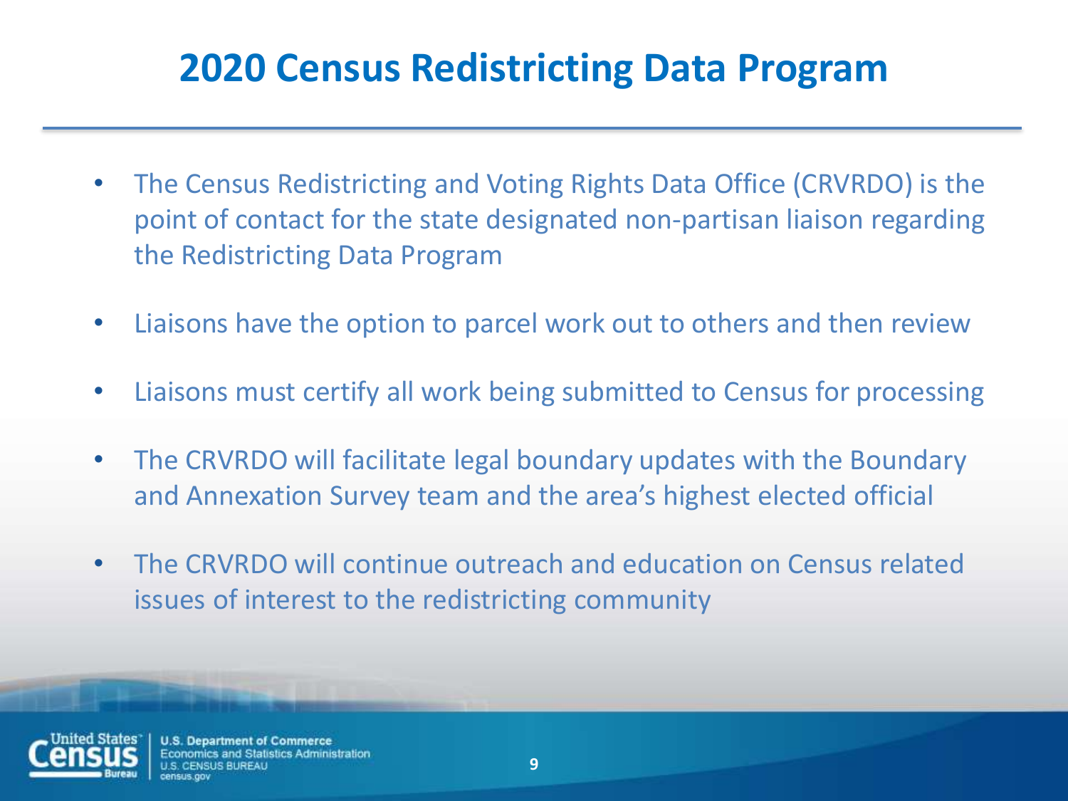# 2020 Census Redistricting Data Program

- The Census Redistricting and Voting Rights Data Office (CRVRDO) is the point of contact for the state designated non-partisan liaison regarding the Redistricting Data Program
- Liaisons have the option to parcel work out to others and then review
- Liaisons must certify all work being submitted to Census for processing
- The CRVRDO will facilitate legal boundary updates with the Boundary and Annexation Survey team and the area's highest elected official
- The CRVRDO will continue outreach and education on Census related issues of interest to the redistricting community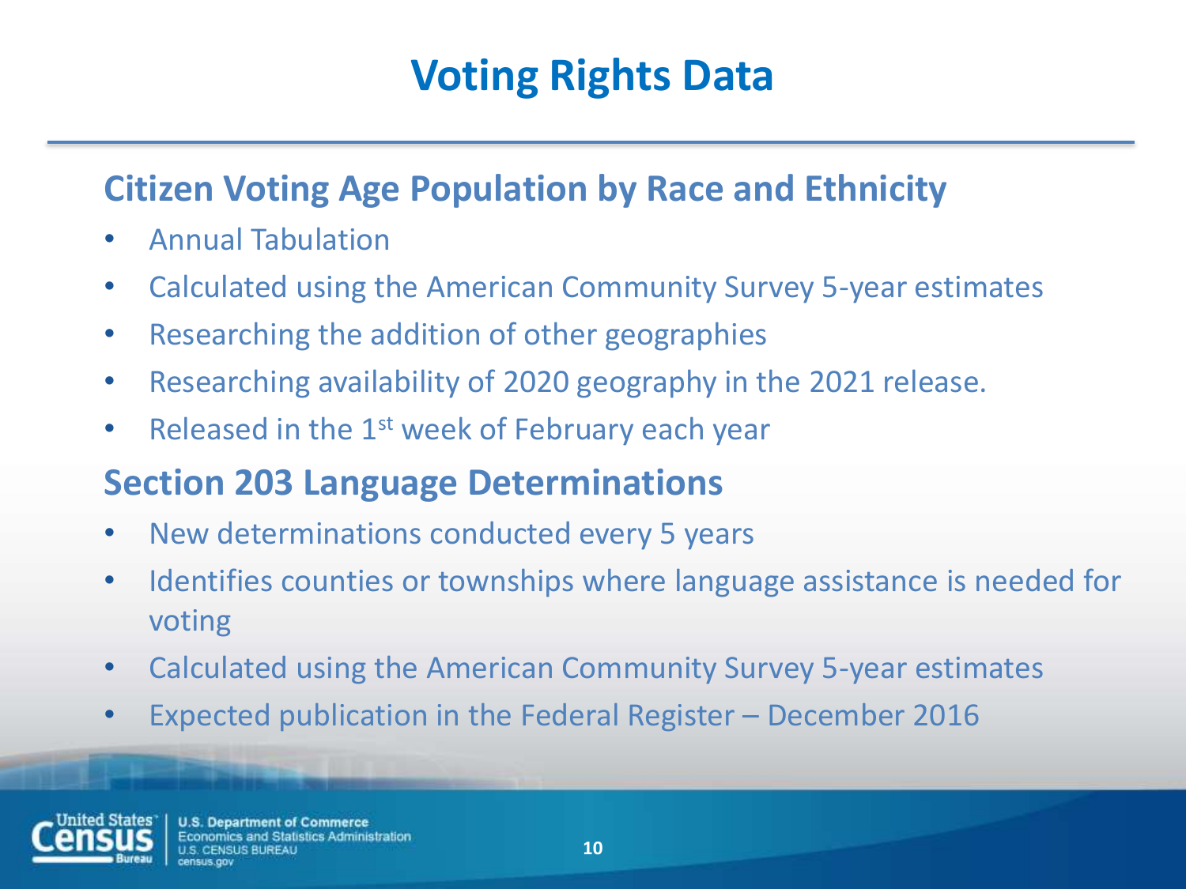# Voting Rights Data

## Citizen Voting Age Population by Race and Ethnicity

- Annual Tabulation
- Calculated using the American Community Survey 5-year estimates
- Researching the addition of other geographies
- Researching availability of 2020 geography in the 2021 release.
- Released in the 1st week of February each year

## Section 203 Language Determinations

- New determinations conducted every 5 years
- Identifies counties or townships where language assistance is needed for voting
- Calculated using the American Community Survey 5-year estimates
- Expected publication in the Federal Register – December 2016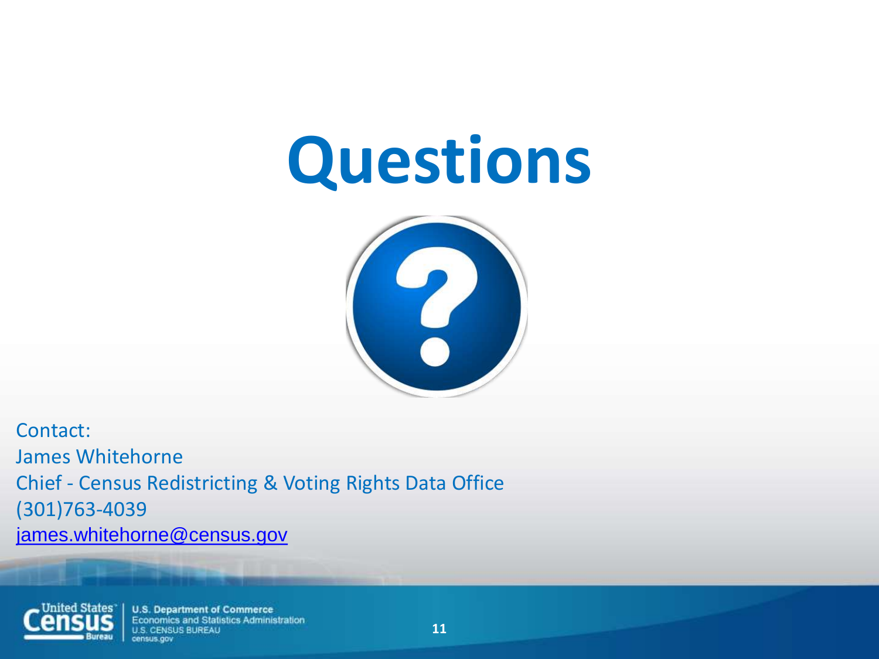# Questions

Contact:
James Whitehorne
Chief - Census Redistricting & Voting Rights Data Office
(301)763-4039
james.whitehorne@census.gov